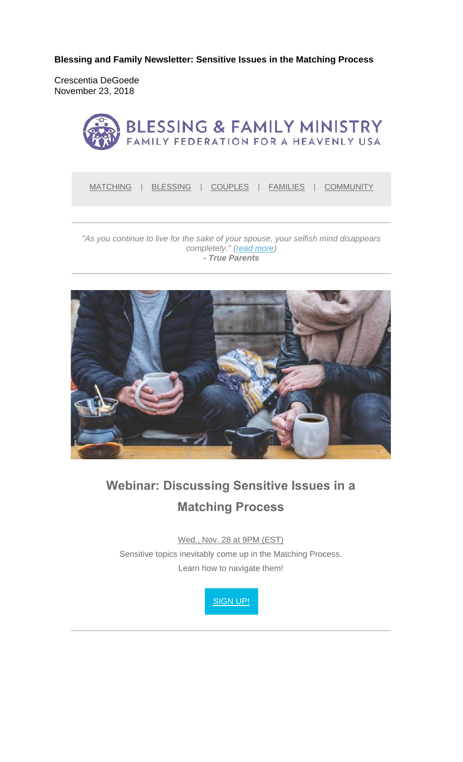**Blessing and Family Newsletter: Sensitive Issues in the Matching Process**

Crescentia DeGoede
November 23, 2018

BLESSING & FAMILY MINISTRY
FAMILY FEDERATION FOR A HEAVENLY USA

MATCHING | BLESSING | COUPLES | FAMILIES | COMMUNITY

*"As you continue to live for the sake of your spouse, your selfish mind disappears completely." (read more)*
***- True Parents***

## Webinar: Discussing Sensitive Issues in a Matching Process

Wed., Nov. 28 at 9PM (EST)

Sensitive topics inevitably come up in the Matching Process.

Learn how to navigate them!

SIGN UP!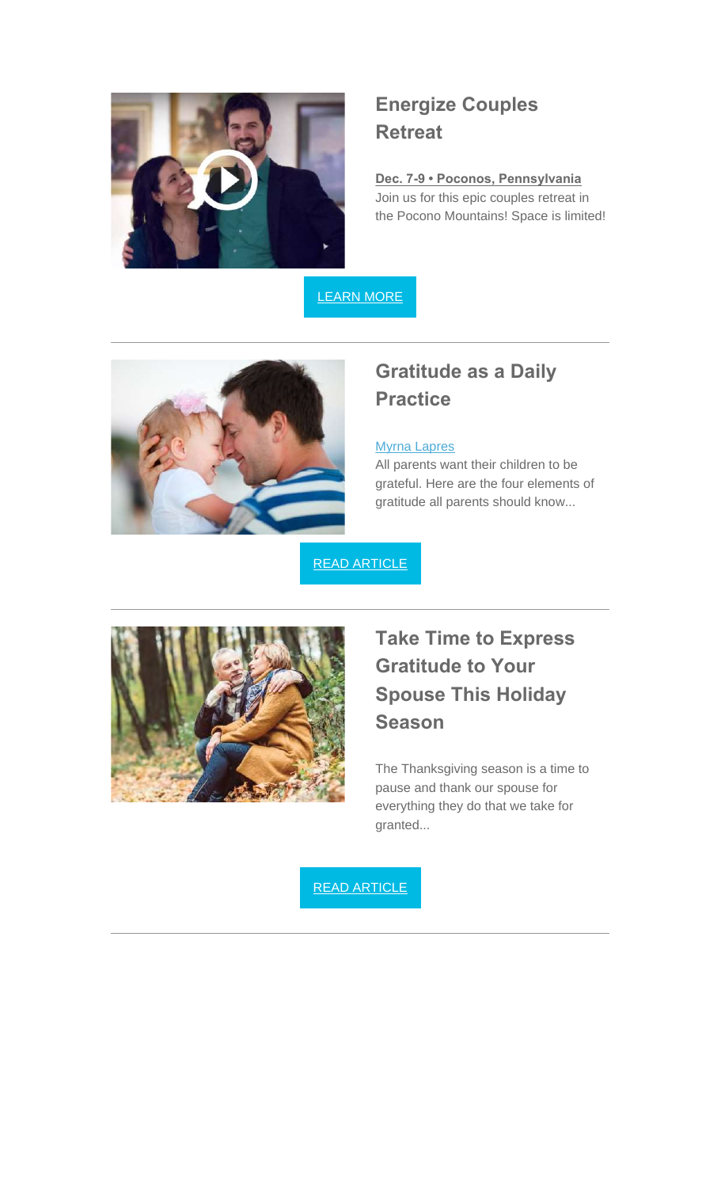## Energize Couples Retreat

**Dec. 7-9 • Poconos, Pennsylvania**
Join us for this epic couples retreat in the Pocono Mountains! Space is limited!

LEARN MORE

---

## Gratitude as a Daily Practice

Myrna Lapres
All parents want their children to be grateful. Here are the four elements of gratitude all parents should know...

READ ARTICLE

---

## Take Time to Express Gratitude to Your Spouse This Holiday Season

The Thanksgiving season is a time to pause and thank our spouse for everything they do that we take for granted...

READ ARTICLE

---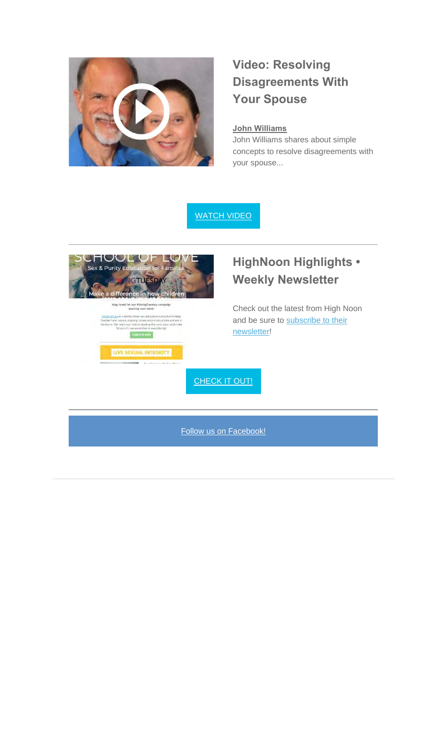### Video: Resolving Disagreements With Your Spouse

**John Williams**
John Williams shares about simple concepts to resolve disagreements with your spouse...

WATCH VIDEO

---

### HighNoon Highlights • Weekly Newsletter

Check out the latest from High Noon and be sure to subscribe to their newsletter!

CHECK IT OUT!

---

Follow us on Facebook!